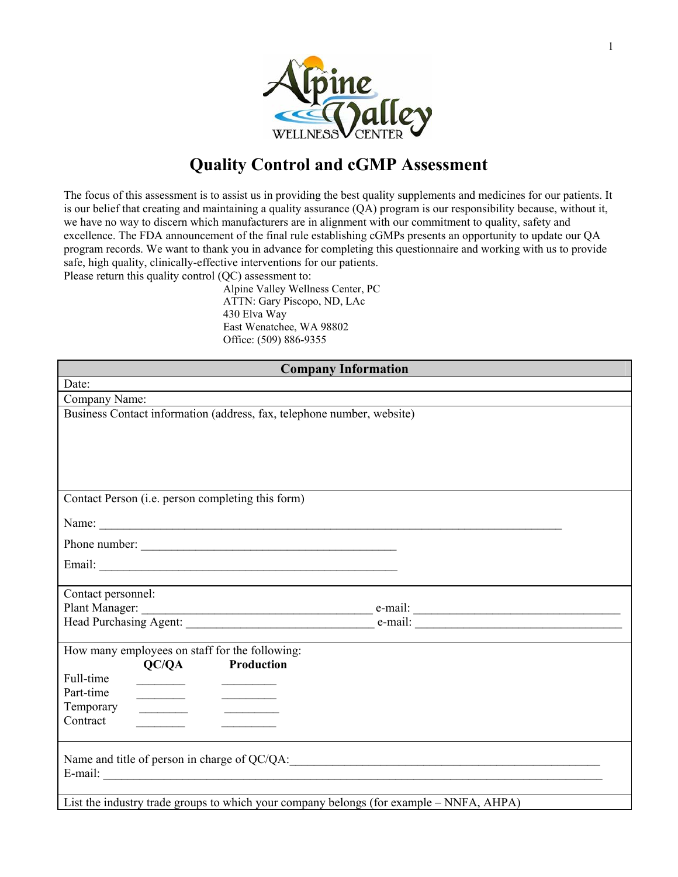Alpine Valley
WELLNESS CENTER

# Quality Control and cGMP Assessment

The focus of this assessment is to assist us in providing the best quality supplements and medicines for our patients. It is our belief that creating and maintaining a quality assurance (QA) program is our responsibility because, without it, we have no way to discern which manufacturers are in alignment with our commitment to quality, safety and excellence. The FDA announcement of the final rule establishing cGMPs presents an opportunity to update our QA program records. We want to thank you in advance for completing this questionnaire and working with us to provide safe, high quality, clinically-effective interventions for our patients.

Please return this quality control (QC) assessment to:

Alpine Valley Wellness Center, PC
ATTN: Gary Piscopo, ND, LAc
430 Elva Way
East Wenatchee, WA 98802
Office: (509) 886-9355

| **Company Information** |
|---|
| Date: |
| Company Name: |
| Business Contact information (address, fax, telephone number, website) |
| Contact Person (i.e. person completing this form)<br><br>Name: ________________________________________________<br><br>Phone number: ____________________________<br><br>Email: ________________________________ |
| Contact personnel:<br>Plant Manager: ________________________ e-mail: ________________________<br>Head Purchasing Agent: ____________________ e-mail: ________________________ |
| How many employees on staff for the following:<br>**QC/QA** **Production**<br>Full-time ________ ________<br>Part-time ________ ________<br>Temporary ________ ________<br>Contract ________ ________ |
| Name and title of person in charge of QC/QA: ________________________________<br>E-mail: ________________________________________________ |
| List the industry trade groups to which your company belongs (for example – NNFA, AHPA) |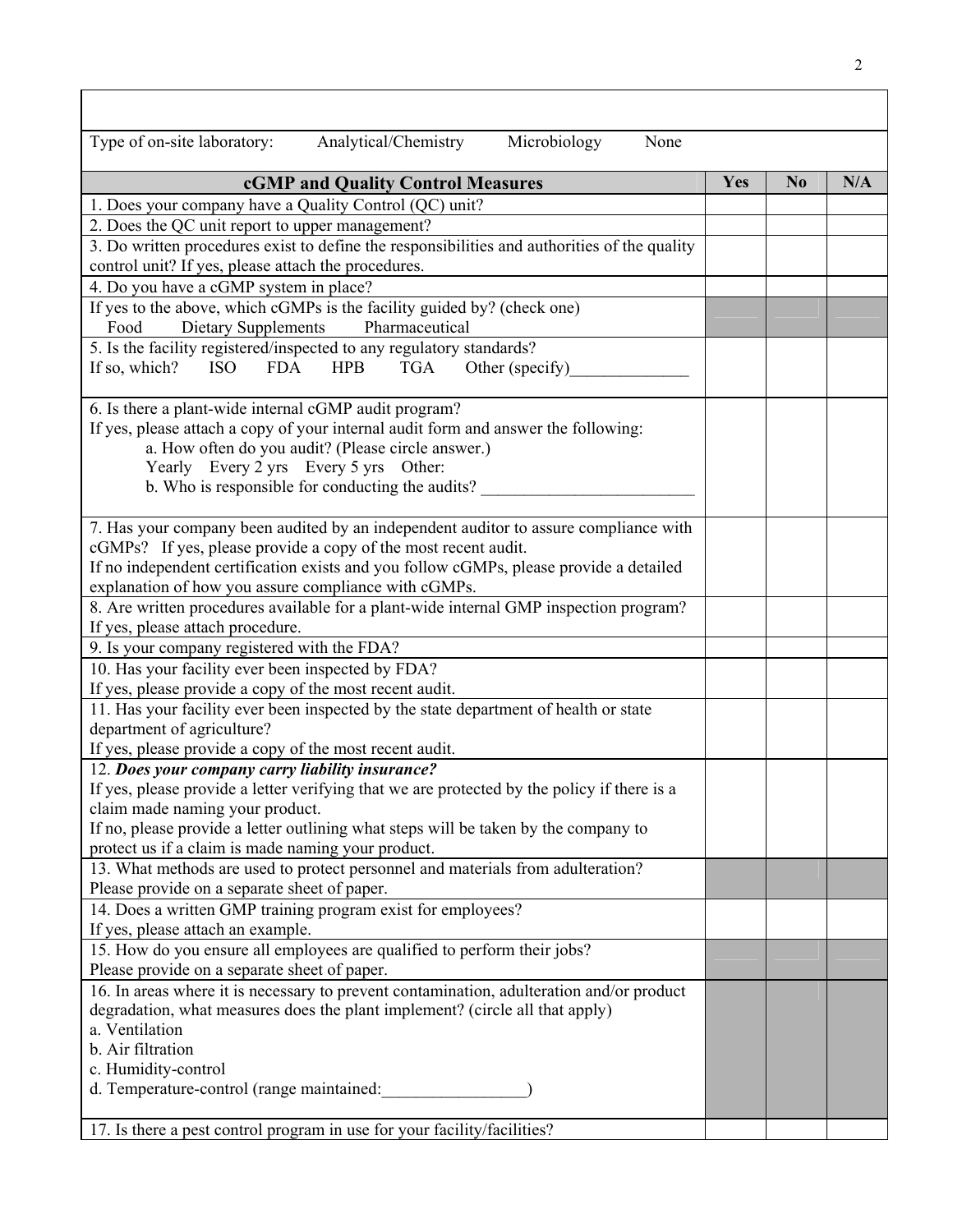Type of on-site laboratory: Analytical/Chemistry Microbiology None

| cGMP and Quality Control Measures | Yes | No | N/A |
|---|---|---|---|
| 1. Does your company have a Quality Control (QC) unit? | | | |
| 2. Does the QC unit report to upper management? | | | |
| 3. Do written procedures exist to define the responsibilities and authorities of the quality control unit? If yes, please attach the procedures. | | | |
| 4. Do you have a cGMP system in place? | | | |
| If yes to the above, which cGMPs is the facility guided by? (check one)<br>Food Dietary Supplements Pharmaceutical | | | |
| 5. Is the facility registered/inspected to any regulatory standards?<br>If so, which? ISO FDA HPB TGA Other (specify)______________ | | | |
| 6. Is there a plant-wide internal cGMP audit program?<br>If yes, please attach a copy of your internal audit form and answer the following:<br>a. How often do you audit? (Please circle answer.)<br>Yearly Every 2 yrs Every 5 yrs Other:<br>b. Who is responsible for conducting the audits? _________________________ | | | |
| 7. Has your company been audited by an independent auditor to assure compliance with cGMPs? If yes, please provide a copy of the most recent audit.<br>If no independent certification exists and you follow cGMPs, please provide a detailed explanation of how you assure compliance with cGMPs. | | | |
| 8. Are written procedures available for a plant-wide internal GMP inspection program? If yes, please attach procedure. | | | |
| 9. Is your company registered with the FDA? | | | |
| 10. Has your facility ever been inspected by FDA?<br>If yes, please provide a copy of the most recent audit. | | | |
| 11. Has your facility ever been inspected by the state department of health or state department of agriculture?<br>If yes, please provide a copy of the most recent audit. | | | |
| 12. ***Does your company carry liability insurance?***<br>If yes, please provide a letter verifying that we are protected by the policy if there is a claim made naming your product.<br>If no, please provide a letter outlining what steps will be taken by the company to protect us if a claim is made naming your product. | | | |
| 13. What methods are used to protect personnel and materials from adulteration?<br>Please provide on a separate sheet of paper. | | | |
| 14. Does a written GMP training program exist for employees?<br>If yes, please attach an example. | | | |
| 15. How do you ensure all employees are qualified to perform their jobs?<br>Please provide on a separate sheet of paper. | | | |
| 16. In areas where it is necessary to prevent contamination, adulteration and/or product degradation, what measures does the plant implement? (circle all that apply)<br>a. Ventilation<br>b. Air filtration<br>c. Humidity-control<br>d. Temperature-control (range maintained:_________________) | | | |
| 17. Is there a pest control program in use for your facility/facilities? | | | |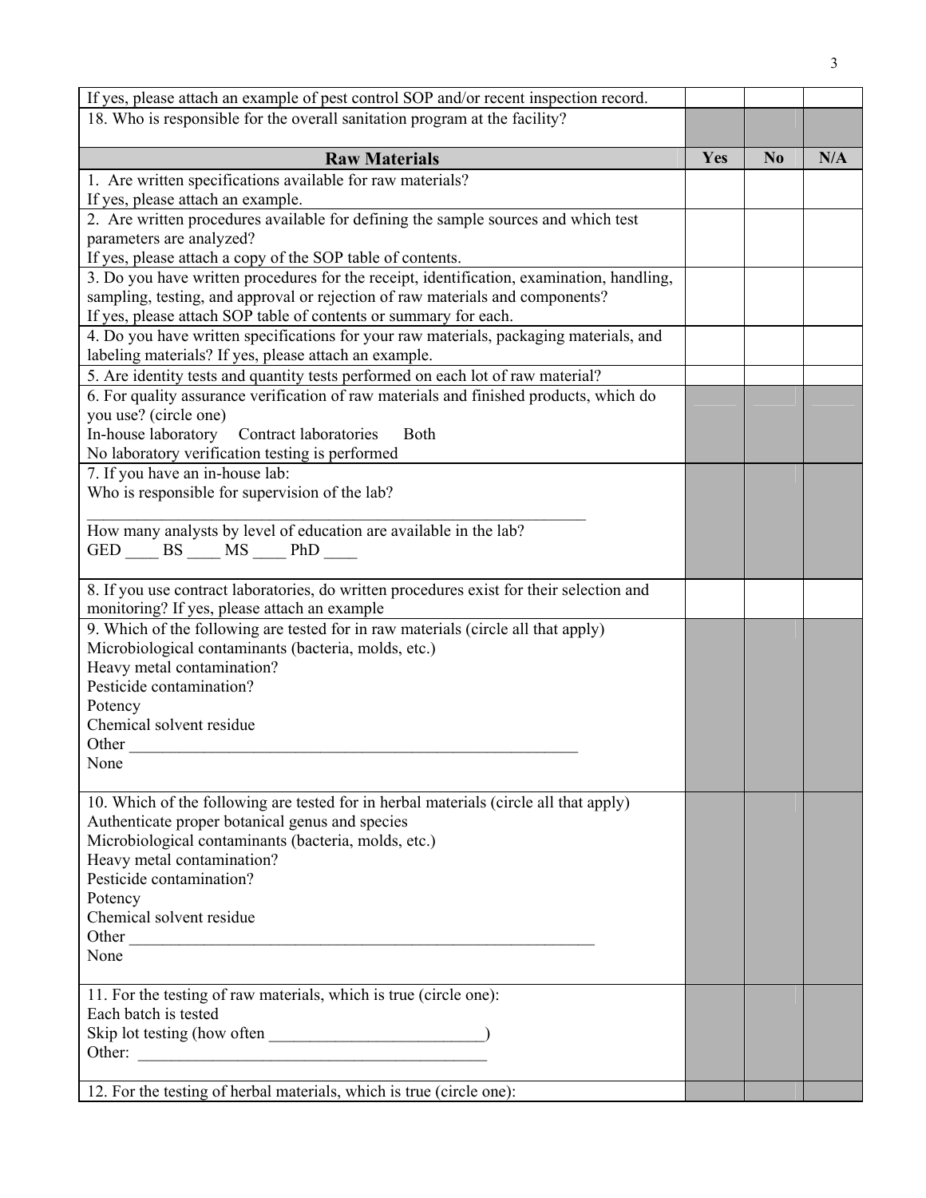| | | | |
|---|---|---|---|
| If yes, please attach an example of pest control SOP and/or recent inspection record. | | | |
| 18. Who is responsible for the overall sanitation program at the facility? | | | |
| **Raw Materials** | **Yes** | **No** | **N/A** |
| 1. Are written specifications available for raw materials?<br>If yes, please attach an example. | | | |
| 2. Are written procedures available for defining the sample sources and which test parameters are analyzed?<br>If yes, please attach a copy of the SOP table of contents. | | | |
| 3. Do you have written procedures for the receipt, identification, examination, handling, sampling, testing, and approval or rejection of raw materials and components?<br>If yes, please attach SOP table of contents or summary for each. | | | |
| 4. Do you have written specifications for your raw materials, packaging materials, and labeling materials? If yes, please attach an example. | | | |
| 5. Are identity tests and quantity tests performed on each lot of raw material? | | | |
| 6. For quality assurance verification of raw materials and finished products, which do you use? (circle one)<br>In-house laboratory Contract laboratories Both<br>No laboratory verification testing is performed | | | |
| 7. If you have an in-house lab:<br>Who is responsible for supervision of the lab?<br>________________________________________________________________<br>How many analysts by level of education are available in the lab?<br>GED ____ BS ____ MS ____ PhD ____ | | | |
| 8. If you use contract laboratories, do written procedures exist for their selection and monitoring? If yes, please attach an example | | | |
| 9. Which of the following are tested for in raw materials (circle all that apply)<br>Microbiological contaminants (bacteria, molds, etc.)<br>Heavy metal contamination?<br>Pesticide contamination?<br>Potency<br>Chemical solvent residue<br>Other ________________________________________________________<br>None | | | |
| 10. Which of the following are tested for in herbal materials (circle all that apply)<br>Authenticate proper botanical genus and species<br>Microbiological contaminants (bacteria, molds, etc.)<br>Heavy metal contamination?<br>Pesticide contamination?<br>Potency<br>Chemical solvent residue<br>Other __________________________________________________________<br>None | | | |
| 11. For the testing of raw materials, which is true (circle one):<br>Each batch is tested<br>Skip lot testing (how often __________________________)<br>Other: __________________________________________ | | | |
| 12. For the testing of herbal materials, which is true (circle one): | | | |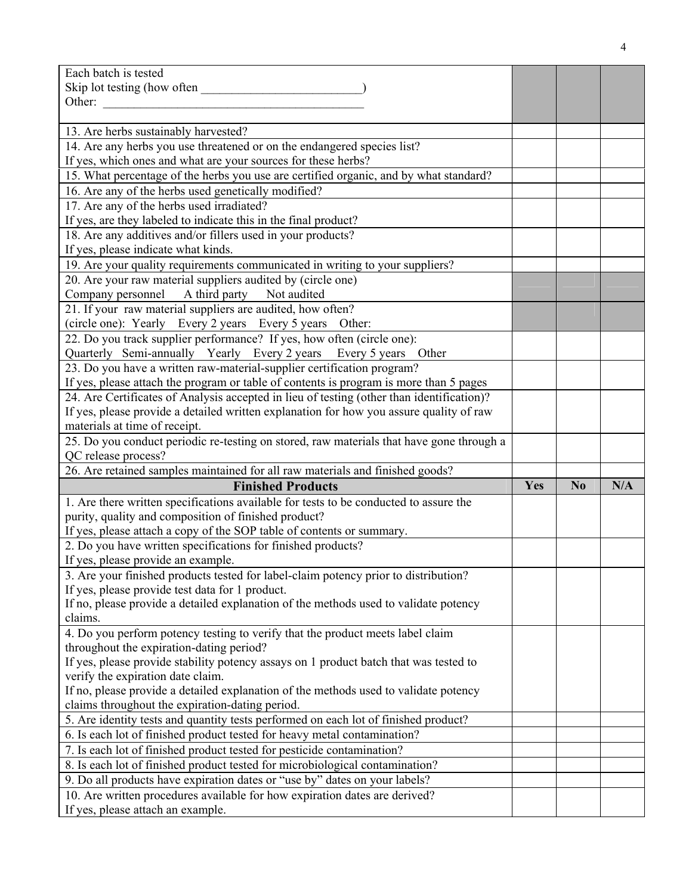| | | | |
|---|---|---|---|
| Each batch is tested<br>Skip lot testing (how often __________________________)<br>Other: ___________________________________________ | | | |
| 13. Are herbs sustainably harvested? | | | |
| 14. Are any herbs you use threatened or on the endangered species list?<br>If yes, which ones and what are your sources for these herbs? | | | |
| 15. What percentage of the herbs you use are certified organic, and by what standard? | | | |
| 16. Are any of the herbs used genetically modified? | | | |
| 17. Are any of the herbs used irradiated?<br>If yes, are they labeled to indicate this in the final product? | | | |
| 18. Are any additives and/or fillers used in your products?<br>If yes, please indicate what kinds. | | | |
| 19. Are your quality requirements communicated in writing to your suppliers? | | | |
| 20. Are your raw material suppliers audited by (circle one)<br>Company personnel A third party Not audited | | | |
| 21. If your raw material suppliers are audited, how often?<br>(circle one): Yearly Every 2 years Every 5 years Other: | | | |
| 22. Do you track supplier performance? If yes, how often (circle one):<br>Quarterly Semi-annually Yearly Every 2 years Every 5 years Other | | | |
| 23. Do you have a written raw-material-supplier certification program?<br>If yes, please attach the program or table of contents is program is more than 5 pages | | | |
| 24. Are Certificates of Analysis accepted in lieu of testing (other than identification)?<br>If yes, please provide a detailed written explanation for how you assure quality of raw materials at time of receipt. | | | |
| 25. Do you conduct periodic re-testing on stored, raw materials that have gone through a QC release process? | | | |
| 26. Are retained samples maintained for all raw materials and finished goods? | | | |
| **Finished Products** | **Yes** | **No** | **N/A** |
| 1. Are there written specifications available for tests to be conducted to assure the purity, quality and composition of finished product?<br>If yes, please attach a copy of the SOP table of contents or summary. | | | |
| 2. Do you have written specifications for finished products?<br>If yes, please provide an example. | | | |
| 3. Are your finished products tested for label-claim potency prior to distribution?<br>If yes, please provide test data for 1 product.<br>If no, please provide a detailed explanation of the methods used to validate potency claims. | | | |
| 4. Do you perform potency testing to verify that the product meets label claim throughout the expiration-dating period?<br>If yes, please provide stability potency assays on 1 product batch that was tested to verify the expiration date claim.<br>If no, please provide a detailed explanation of the methods used to validate potency claims throughout the expiration-dating period. | | | |
| 5. Are identity tests and quantity tests performed on each lot of finished product? | | | |
| 6. Is each lot of finished product tested for heavy metal contamination? | | | |
| 7. Is each lot of finished product tested for pesticide contamination? | | | |
| 8. Is each lot of finished product tested for microbiological contamination? | | | |
| 9. Do all products have expiration dates or "use by" dates on your labels? | | | |
| 10. Are written procedures available for how expiration dates are derived?<br>If yes, please attach an example. | | | |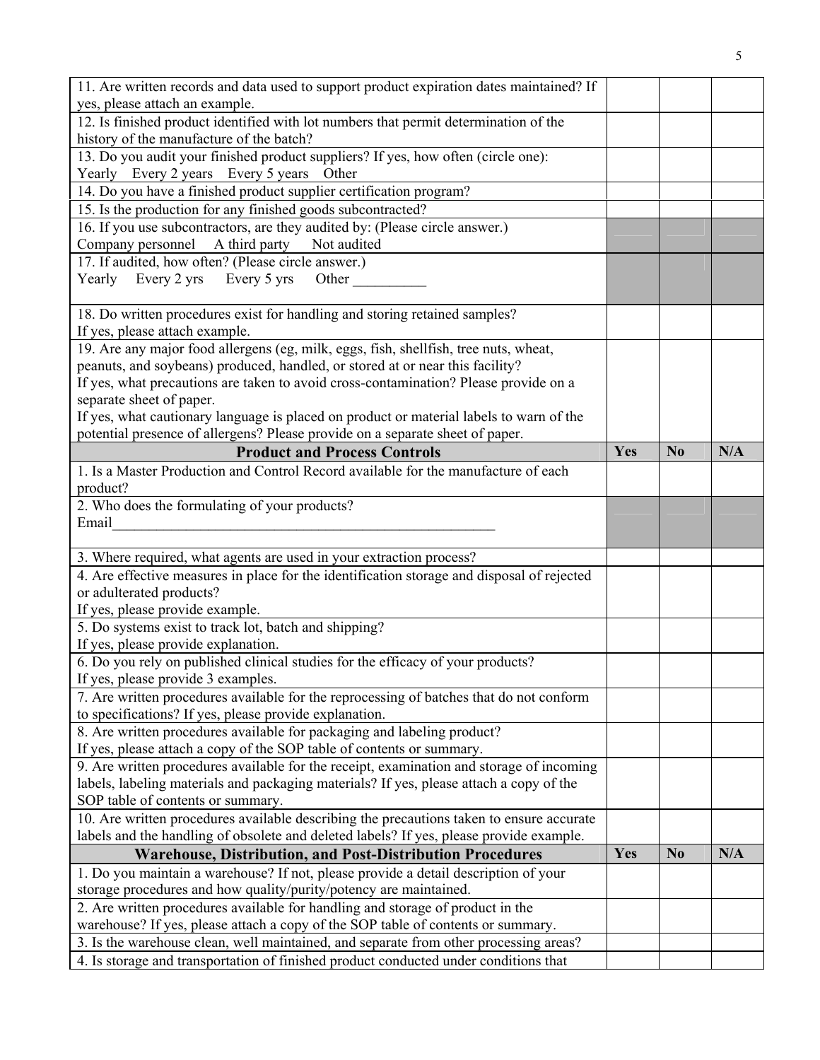| | | | |
|---|---|---|---|
| 11. Are written records and data used to support product expiration dates maintained? If yes, please attach an example. | | | |
| 12. Is finished product identified with lot numbers that permit determination of the history of the manufacture of the batch? | | | |
| 13. Do you audit your finished product suppliers? If yes, how often (circle one): Yearly Every 2 years Every 5 years Other | | | |
| 14. Do you have a finished product supplier certification program? | | | |
| 15. Is the production for any finished goods subcontracted? | | | |
| 16. If you use subcontractors, are they audited by: (Please circle answer.) Company personnel A third party Not audited | | | |
| 17. If audited, how often? (Please circle answer.) Yearly Every 2 yrs Every 5 yrs Other __________ | | | |
| 18. Do written procedures exist for handling and storing retained samples? If yes, please attach example. | | | |
| 19. Are any major food allergens (eg, milk, eggs, fish, shellfish, tree nuts, wheat, peanuts, and soybeans) produced, handled, or stored at or near this facility? If yes, what precautions are taken to avoid cross-contamination? Please provide on a separate sheet of paper. If yes, what cautionary language is placed on product or material labels to warn of the potential presence of allergens? Please provide on a separate sheet of paper. | | | |
| **Product and Process Controls** | **Yes** | **No** | **N/A** |
| 1. Is a Master Production and Control Record available for the manufacture of each product? | | | |
| 2. Who does the formulating of your products? Email______________________________________________________ | | | |
| 3. Where required, what agents are used in your extraction process? | | | |
| 4. Are effective measures in place for the identification storage and disposal of rejected or adulterated products? If yes, please provide example. | | | |
| 5. Do systems exist to track lot, batch and shipping? If yes, please provide explanation. | | | |
| 6. Do you rely on published clinical studies for the efficacy of your products? If yes, please provide 3 examples. | | | |
| 7. Are written procedures available for the reprocessing of batches that do not conform to specifications? If yes, please provide explanation. | | | |
| 8. Are written procedures available for packaging and labeling product? If yes, please attach a copy of the SOP table of contents or summary. | | | |
| 9. Are written procedures available for the receipt, examination and storage of incoming labels, labeling materials and packaging materials? If yes, please attach a copy of the SOP table of contents or summary. | | | |
| 10. Are written procedures available describing the precautions taken to ensure accurate labels and the handling of obsolete and deleted labels? If yes, please provide example. | | | |
| **Warehouse, Distribution, and Post-Distribution Procedures** | **Yes** | **No** | **N/A** |
| 1. Do you maintain a warehouse? If not, please provide a detail description of your storage procedures and how quality/purity/potency are maintained. | | | |
| 2. Are written procedures available for handling and storage of product in the warehouse? If yes, please attach a copy of the SOP table of contents or summary. | | | |
| 3. Is the warehouse clean, well maintained, and separate from other processing areas? | | | |
| 4. Is storage and transportation of finished product conducted under conditions that | | | |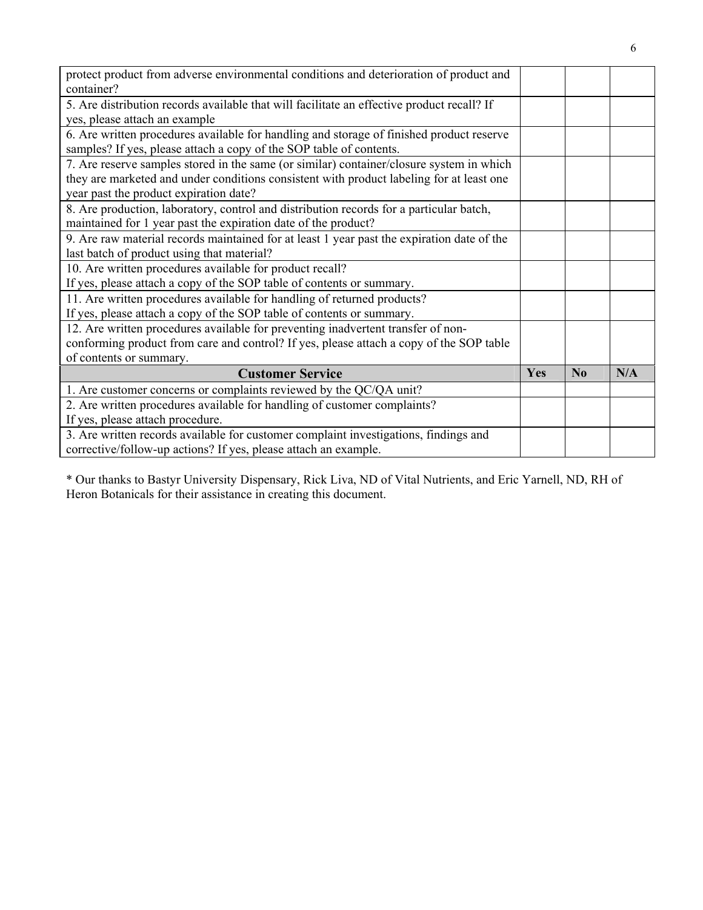| | | | |
|---|---|---|---|
| protect product from adverse environmental conditions and deterioration of product and container? | | | |
| 5. Are distribution records available that will facilitate an effective product recall? If yes, please attach an example | | | |
| 6. Are written procedures available for handling and storage of finished product reserve samples? If yes, please attach a copy of the SOP table of contents. | | | |
| 7. Are reserve samples stored in the same (or similar) container/closure system in which they are marketed and under conditions consistent with product labeling for at least one year past the product expiration date? | | | |
| 8. Are production, laboratory, control and distribution records for a particular batch, maintained for 1 year past the expiration date of the product? | | | |
| 9. Are raw material records maintained for at least 1 year past the expiration date of the last batch of product using that material? | | | |
| 10. Are written procedures available for product recall? If yes, please attach a copy of the SOP table of contents or summary. | | | |
| 11. Are written procedures available for handling of returned products? If yes, please attach a copy of the SOP table of contents or summary. | | | |
| 12. Are written procedures available for preventing inadvertent transfer of non-conforming product from care and control? If yes, please attach a copy of the SOP table of contents or summary. | | | |
| **Customer Service** | **Yes** | **No** | **N/A** |
| 1. Are customer concerns or complaints reviewed by the QC/QA unit? | | | |
| 2. Are written procedures available for handling of customer complaints? If yes, please attach procedure. | | | |
| 3. Are written records available for customer complaint investigations, findings and corrective/follow-up actions? If yes, please attach an example. | | | |

* Our thanks to Bastyr University Dispensary, Rick Liva, ND of Vital Nutrients, and Eric Yarnell, ND, RH of Heron Botanicals for their assistance in creating this document.